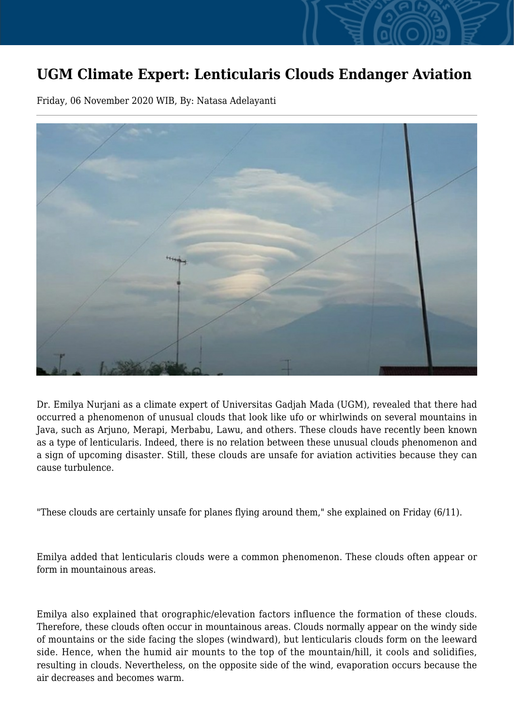# UGM Climate Expert: Lenticularis Clouds Endanger Aviation

Friday, 06 November 2020 WIB, By: Natasa Adelayanti

Dr. Emilya Nurjani as a climate expert of Universitas Gadjah Mada (UGM), revealed that there had occurred a phenomenon of unusual clouds that look like ufo or whirlwinds on several mountains in Java, such as Arjuno, Merapi, Merbabu, Lawu, and others. These clouds have recently been known as a type of lenticularis. Indeed, there is no relation between these unusual clouds phenomenon and a sign of upcoming disaster. Still, these clouds are unsafe for aviation activities because they can cause turbulence.

"These clouds are certainly unsafe for planes flying around them," she explained on Friday (6/11).

Emilya added that lenticularis clouds were a common phenomenon. These clouds often appear or form in mountainous areas.

Emilya also explained that orographic/elevation factors influence the formation of these clouds. Therefore, these clouds often occur in mountainous areas. Clouds normally appear on the windy side of mountains or the side facing the slopes (windward), but lenticularis clouds form on the leeward side. Hence, when the humid air mounts to the top of the mountain/hill, it cools and solidifies, resulting in clouds. Nevertheless, on the opposite side of the wind, evaporation occurs because the air decreases and becomes warm.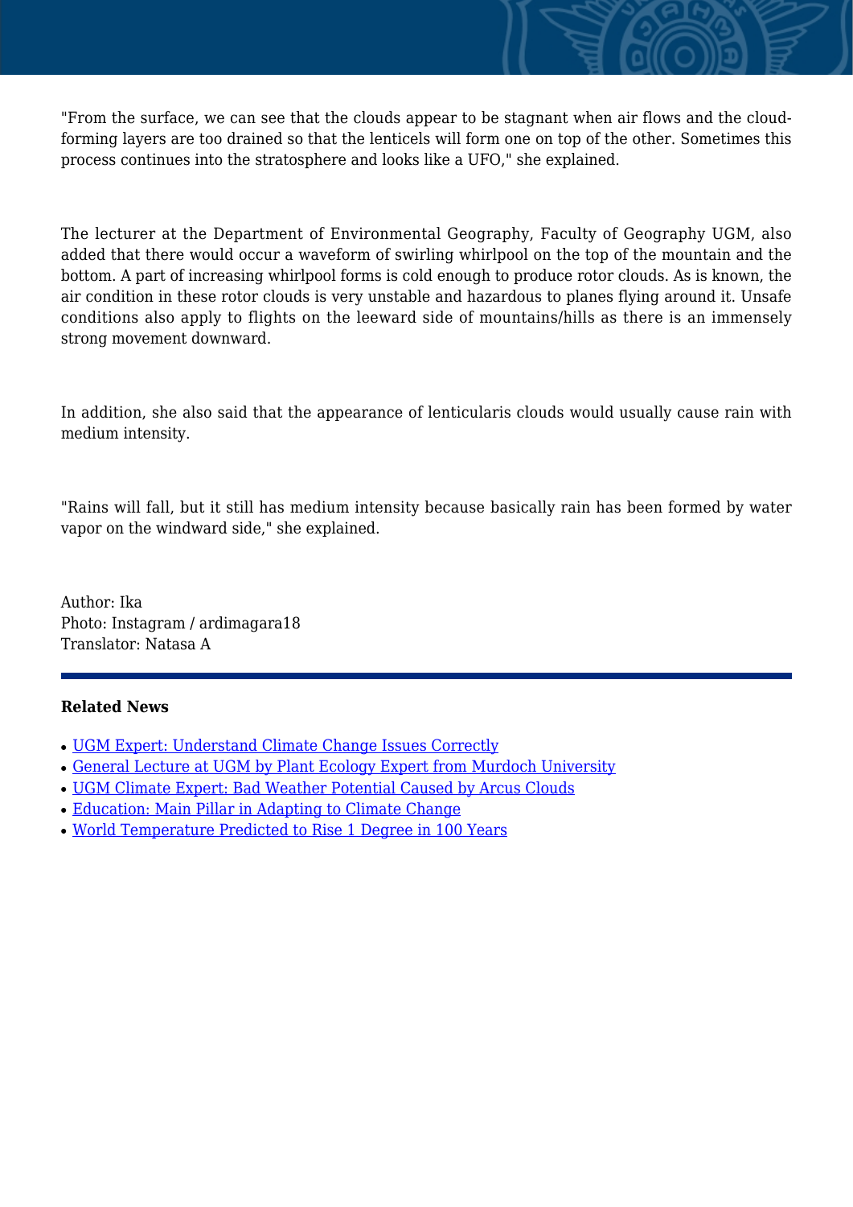"From the surface, we can see that the clouds appear to be stagnant when air flows and the cloud-forming layers are too drained so that the lenticels will form one on top of the other. Sometimes this process continues into the stratosphere and looks like a UFO," she explained.

The lecturer at the Department of Environmental Geography, Faculty of Geography UGM, also added that there would occur a waveform of swirling whirlpool on the top of the mountain and the bottom. A part of increasing whirlpool forms is cold enough to produce rotor clouds. As is known, the air condition in these rotor clouds is very unstable and hazardous to planes flying around it. Unsafe conditions also apply to flights on the leeward side of mountains/hills as there is an immensely strong movement downward.

In addition, she also said that the appearance of lenticularis clouds would usually cause rain with medium intensity.

"Rains will fall, but it still has medium intensity because basically rain has been formed by water vapor on the windward side," she explained.

Author: Ika
Photo: Instagram / ardimagara18
Translator: Natasa A

**Related News**

- UGM Expert: Understand Climate Change Issues Correctly
- General Lecture at UGM by Plant Ecology Expert from Murdoch University
- UGM Climate Expert: Bad Weather Potential Caused by Arcus Clouds
- Education: Main Pillar in Adapting to Climate Change
- World Temperature Predicted to Rise 1 Degree in 100 Years